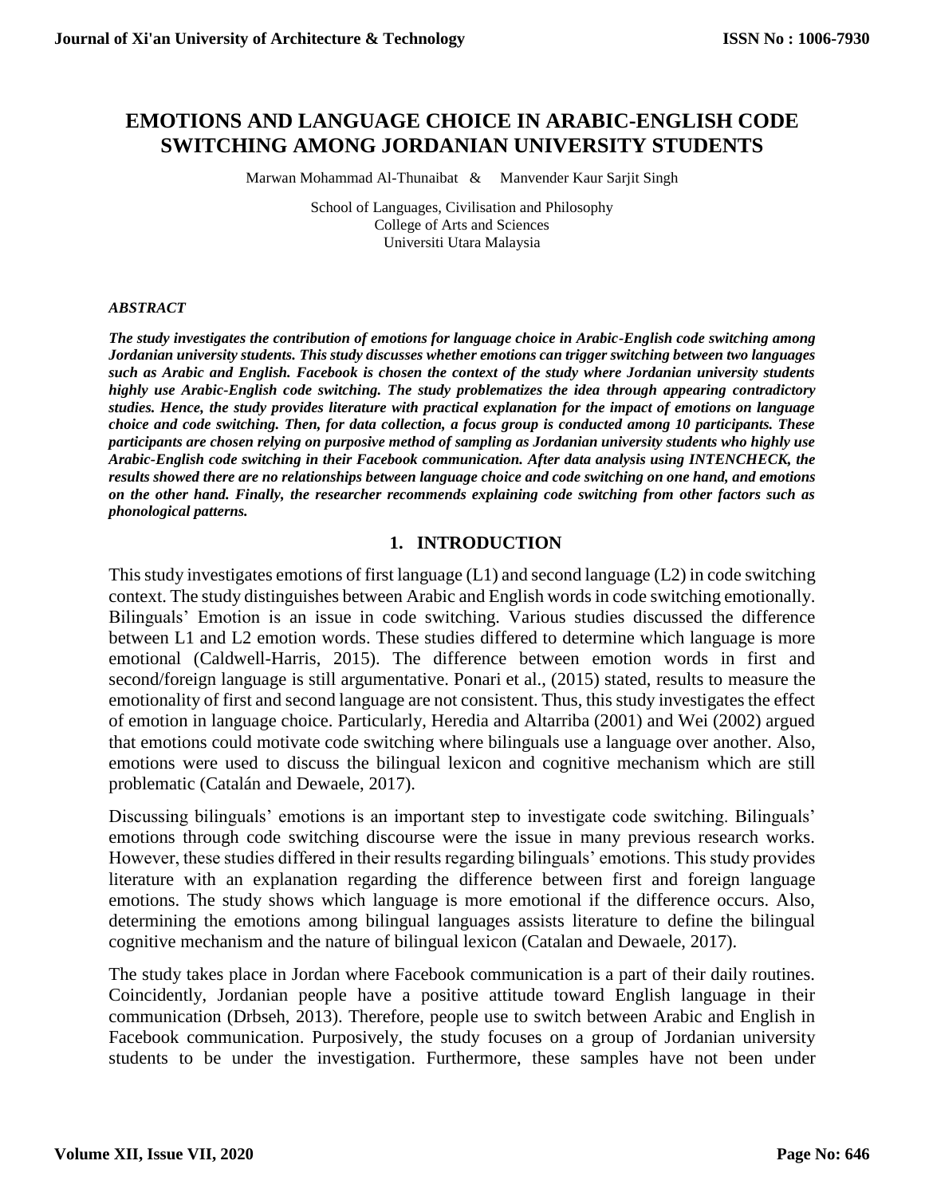# EMOTIONS AND LANGUAGE CHOICE IN ARABIC-ENGLISH CODE SWITCHING AMONG JORDANIAN UNIVERSITY STUDENTS

Marwan Mohammad Al-Thunaibat & Manvender Kaur Sarjit Singh

School of Languages, Civilisation and Philosophy
College of Arts and Sciences
Universiti Utara Malaysia

***ABSTRACT***

***The study investigates the contribution of emotions for language choice in Arabic-English code switching among Jordanian university students. This study discusses whether emotions can trigger switching between two languages such as Arabic and English. Facebook is chosen the context of the study where Jordanian university students highly use Arabic-English code switching. The study problematizes the idea through appearing contradictory studies. Hence, the study provides literature with practical explanation for the impact of emotions on language choice and code switching. Then, for data collection, a focus group is conducted among 10 participants. These participants are chosen relying on purposive method of sampling as Jordanian university students who highly use Arabic-English code switching in their Facebook communication. After data analysis using INTENCHECK, the results showed there are no relationships between language choice and code switching on one hand, and emotions on the other hand. Finally, the researcher recommends explaining code switching from other factors such as phonological patterns.***

## 1. INTRODUCTION

This study investigates emotions of first language (L1) and second language (L2) in code switching context. The study distinguishes between Arabic and English words in code switching emotionally. Bilinguals' Emotion is an issue in code switching. Various studies discussed the difference between L1 and L2 emotion words. These studies differed to determine which language is more emotional (Caldwell-Harris, 2015). The difference between emotion words in first and second/foreign language is still argumentative. Ponari et al., (2015) stated, results to measure the emotionality of first and second language are not consistent. Thus, this study investigates the effect of emotion in language choice. Particularly, Heredia and Altarriba (2001) and Wei (2002) argued that emotions could motivate code switching where bilinguals use a language over another. Also, emotions were used to discuss the bilingual lexicon and cognitive mechanism which are still problematic (Catalán and Dewaele, 2017).

Discussing bilinguals' emotions is an important step to investigate code switching. Bilinguals' emotions through code switching discourse were the issue in many previous research works. However, these studies differed in their results regarding bilinguals' emotions. This study provides literature with an explanation regarding the difference between first and foreign language emotions. The study shows which language is more emotional if the difference occurs. Also, determining the emotions among bilingual languages assists literature to define the bilingual cognitive mechanism and the nature of bilingual lexicon (Catalan and Dewaele, 2017).

The study takes place in Jordan where Facebook communication is a part of their daily routines. Coincidently, Jordanian people have a positive attitude toward English language in their communication (Drbseh, 2013). Therefore, people use to switch between Arabic and English in Facebook communication. Purposively, the study focuses on a group of Jordanian university students to be under the investigation. Furthermore, these samples have not been under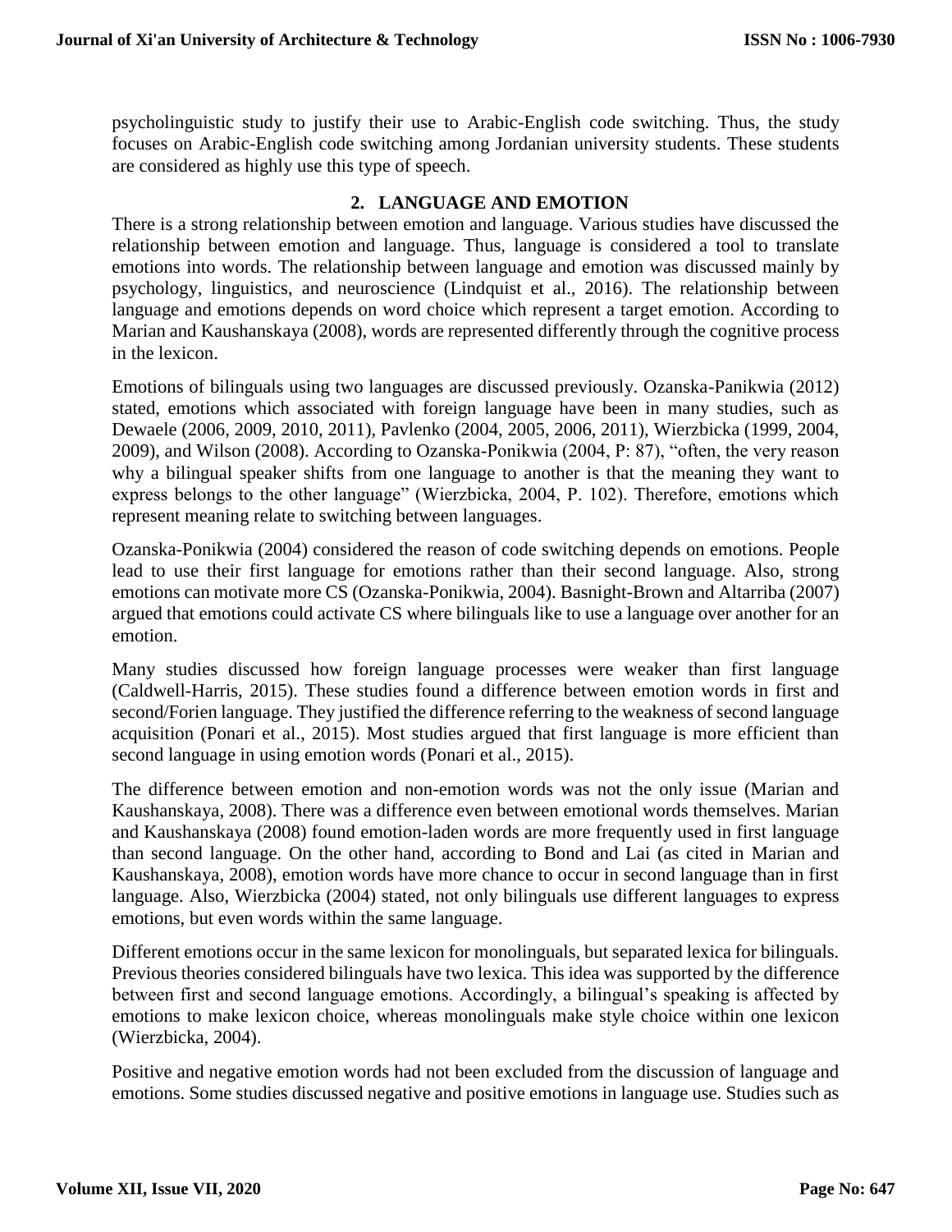psycholinguistic study to justify their use to Arabic-English code switching. Thus, the study focuses on Arabic-English code switching among Jordanian university students. These students are considered as highly use this type of speech.

## 2. LANGUAGE AND EMOTION

There is a strong relationship between emotion and language. Various studies have discussed the relationship between emotion and language. Thus, language is considered a tool to translate emotions into words. The relationship between language and emotion was discussed mainly by psychology, linguistics, and neuroscience (Lindquist et al., 2016). The relationship between language and emotions depends on word choice which represent a target emotion. According to Marian and Kaushanskaya (2008), words are represented differently through the cognitive process in the lexicon.

Emotions of bilinguals using two languages are discussed previously. Ozanska-Panikwia (2012) stated, emotions which associated with foreign language have been in many studies, such as Dewaele (2006, 2009, 2010, 2011), Pavlenko (2004, 2005, 2006, 2011), Wierzbicka (1999, 2004, 2009), and Wilson (2008). According to Ozanska-Ponikwia (2004, P: 87), "often, the very reason why a bilingual speaker shifts from one language to another is that the meaning they want to express belongs to the other language" (Wierzbicka, 2004, P. 102). Therefore, emotions which represent meaning relate to switching between languages.

Ozanska-Ponikwia (2004) considered the reason of code switching depends on emotions. People lead to use their first language for emotions rather than their second language. Also, strong emotions can motivate more CS (Ozanska-Ponikwia, 2004). Basnight-Brown and Altarriba (2007) argued that emotions could activate CS where bilinguals like to use a language over another for an emotion.

Many studies discussed how foreign language processes were weaker than first language (Caldwell-Harris, 2015). These studies found a difference between emotion words in first and second/Forien language. They justified the difference referring to the weakness of second language acquisition (Ponari et al., 2015). Most studies argued that first language is more efficient than second language in using emotion words (Ponari et al., 2015).

The difference between emotion and non-emotion words was not the only issue (Marian and Kaushanskaya, 2008). There was a difference even between emotional words themselves. Marian and Kaushanskaya (2008) found emotion-laden words are more frequently used in first language than second language. On the other hand, according to Bond and Lai (as cited in Marian and Kaushanskaya, 2008), emotion words have more chance to occur in second language than in first language. Also, Wierzbicka (2004) stated, not only bilinguals use different languages to express emotions, but even words within the same language.

Different emotions occur in the same lexicon for monolinguals, but separated lexica for bilinguals. Previous theories considered bilinguals have two lexica. This idea was supported by the difference between first and second language emotions. Accordingly, a bilingual's speaking is affected by emotions to make lexicon choice, whereas monolinguals make style choice within one lexicon (Wierzbicka, 2004).

Positive and negative emotion words had not been excluded from the discussion of language and emotions. Some studies discussed negative and positive emotions in language use. Studies such as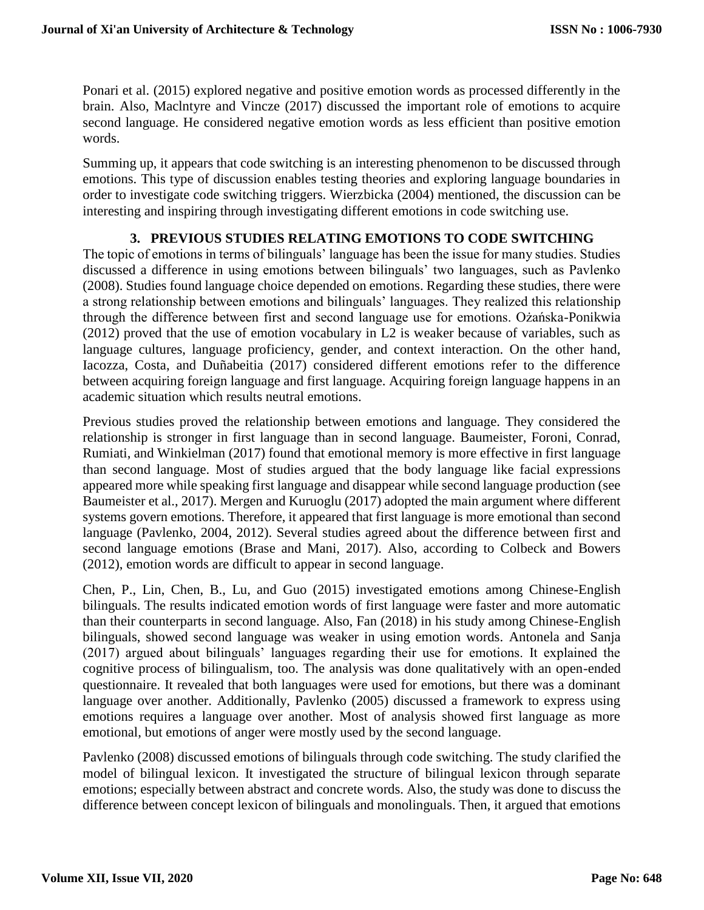Ponari et al. (2015) explored negative and positive emotion words as processed differently in the brain. Also, Maclntyre and Vincze (2017) discussed the important role of emotions to acquire second language. He considered negative emotion words as less efficient than positive emotion words.

Summing up, it appears that code switching is an interesting phenomenon to be discussed through emotions. This type of discussion enables testing theories and exploring language boundaries in order to investigate code switching triggers. Wierzbicka (2004) mentioned, the discussion can be interesting and inspiring through investigating different emotions in code switching use.

## 3. PREVIOUS STUDIES RELATING EMOTIONS TO CODE SWITCHING

The topic of emotions in terms of bilinguals' language has been the issue for many studies. Studies discussed a difference in using emotions between bilinguals' two languages, such as Pavlenko (2008). Studies found language choice depended on emotions. Regarding these studies, there were a strong relationship between emotions and bilinguals' languages. They realized this relationship through the difference between first and second language use for emotions. Ożańska-Ponikwia (2012) proved that the use of emotion vocabulary in L2 is weaker because of variables, such as language cultures, language proficiency, gender, and context interaction. On the other hand, Iacozza, Costa, and Duñabeitia (2017) considered different emotions refer to the difference between acquiring foreign language and first language. Acquiring foreign language happens in an academic situation which results neutral emotions.

Previous studies proved the relationship between emotions and language. They considered the relationship is stronger in first language than in second language. Baumeister, Foroni, Conrad, Rumiati, and Winkielman (2017) found that emotional memory is more effective in first language than second language. Most of studies argued that the body language like facial expressions appeared more while speaking first language and disappear while second language production (see Baumeister et al., 2017). Mergen and Kuruoglu (2017) adopted the main argument where different systems govern emotions. Therefore, it appeared that first language is more emotional than second language (Pavlenko, 2004, 2012). Several studies agreed about the difference between first and second language emotions (Brase and Mani, 2017). Also, according to Colbeck and Bowers (2012), emotion words are difficult to appear in second language.

Chen, P., Lin, Chen, B., Lu, and Guo (2015) investigated emotions among Chinese-English bilinguals. The results indicated emotion words of first language were faster and more automatic than their counterparts in second language. Also, Fan (2018) in his study among Chinese-English bilinguals, showed second language was weaker in using emotion words. Antonela and Sanja (2017) argued about bilinguals' languages regarding their use for emotions. It explained the cognitive process of bilingualism, too. The analysis was done qualitatively with an open-ended questionnaire. It revealed that both languages were used for emotions, but there was a dominant language over another. Additionally, Pavlenko (2005) discussed a framework to express using emotions requires a language over another. Most of analysis showed first language as more emotional, but emotions of anger were mostly used by the second language.

Pavlenko (2008) discussed emotions of bilinguals through code switching. The study clarified the model of bilingual lexicon. It investigated the structure of bilingual lexicon through separate emotions; especially between abstract and concrete words. Also, the study was done to discuss the difference between concept lexicon of bilinguals and monolinguals. Then, it argued that emotions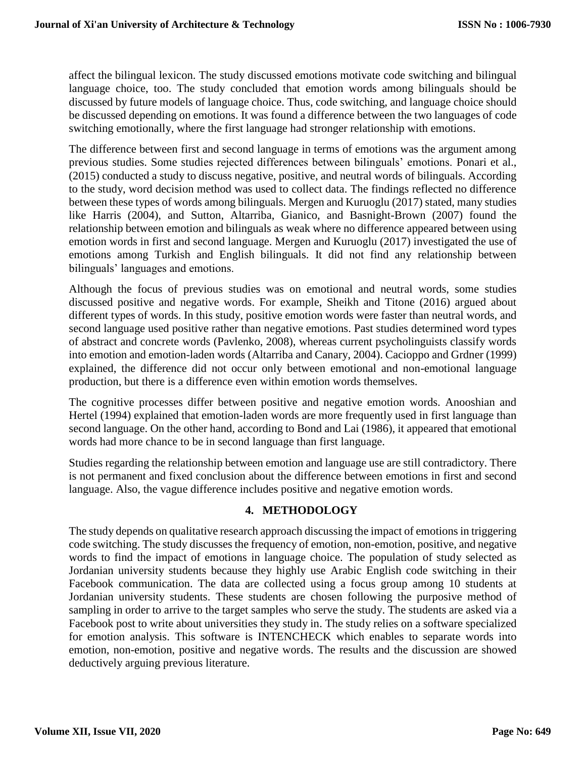affect the bilingual lexicon. The study discussed emotions motivate code switching and bilingual language choice, too. The study concluded that emotion words among bilinguals should be discussed by future models of language choice. Thus, code switching, and language choice should be discussed depending on emotions. It was found a difference between the two languages of code switching emotionally, where the first language had stronger relationship with emotions.

The difference between first and second language in terms of emotions was the argument among previous studies. Some studies rejected differences between bilinguals' emotions. Ponari et al., (2015) conducted a study to discuss negative, positive, and neutral words of bilinguals. According to the study, word decision method was used to collect data. The findings reflected no difference between these types of words among bilinguals. Mergen and Kuruoglu (2017) stated, many studies like Harris (2004), and Sutton, Altarriba, Gianico, and Basnight-Brown (2007) found the relationship between emotion and bilinguals as weak where no difference appeared between using emotion words in first and second language. Mergen and Kuruoglu (2017) investigated the use of emotions among Turkish and English bilinguals. It did not find any relationship between bilinguals' languages and emotions.

Although the focus of previous studies was on emotional and neutral words, some studies discussed positive and negative words. For example, Sheikh and Titone (2016) argued about different types of words. In this study, positive emotion words were faster than neutral words, and second language used positive rather than negative emotions. Past studies determined word types of abstract and concrete words (Pavlenko, 2008), whereas current psycholinguists classify words into emotion and emotion-laden words (Altarriba and Canary, 2004). Cacioppo and Grdner (1999) explained, the difference did not occur only between emotional and non-emotional language production, but there is a difference even within emotion words themselves.

The cognitive processes differ between positive and negative emotion words. Anooshian and Hertel (1994) explained that emotion-laden words are more frequently used in first language than second language. On the other hand, according to Bond and Lai (1986), it appeared that emotional words had more chance to be in second language than first language.

Studies regarding the relationship between emotion and language use are still contradictory. There is not permanent and fixed conclusion about the difference between emotions in first and second language. Also, the vague difference includes positive and negative emotion words.

## 4. METHODOLOGY

The study depends on qualitative research approach discussing the impact of emotions in triggering code switching. The study discusses the frequency of emotion, non-emotion, positive, and negative words to find the impact of emotions in language choice. The population of study selected as Jordanian university students because they highly use Arabic English code switching in their Facebook communication. The data are collected using a focus group among 10 students at Jordanian university students. These students are chosen following the purposive method of sampling in order to arrive to the target samples who serve the study. The students are asked via a Facebook post to write about universities they study in. The study relies on a software specialized for emotion analysis. This software is INTENCHECK which enables to separate words into emotion, non-emotion, positive and negative words. The results and the discussion are showed deductively arguing previous literature.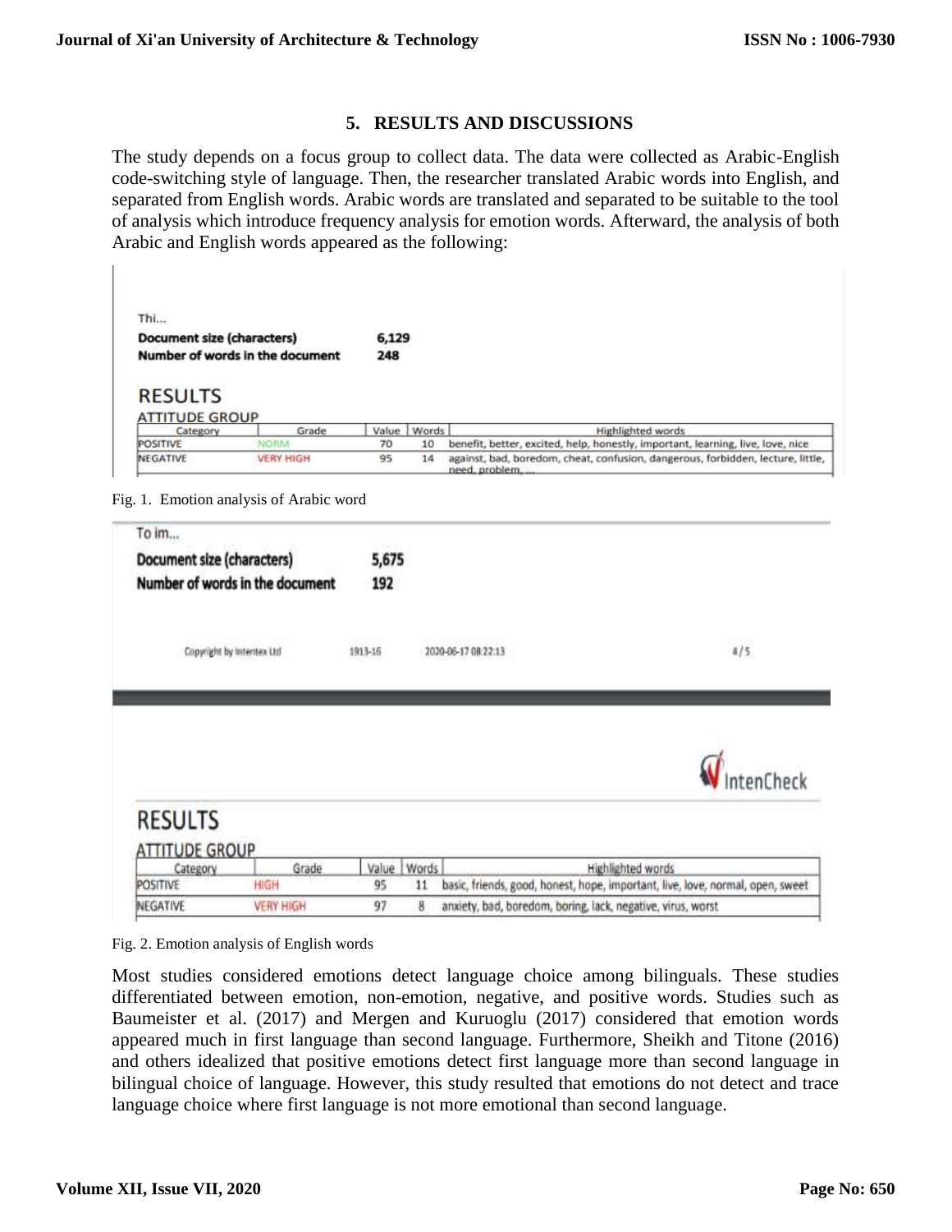## 5. RESULTS AND DISCUSSIONS

The study depends on a focus group to collect data. The data were collected as Arabic-English code-switching style of language. Then, the researcher translated Arabic words into English, and separated from English words. Arabic words are translated and separated to be suitable to the tool of analysis which introduce frequency analysis for emotion words. Afterward, the analysis of both Arabic and English words appeared as the following:

Thi...

**Document size (characters)** 6,129

**Number of words in the document** 248

RESULTS

ATTITUDE GROUP

| Category | Grade | Value | Words | Highlighted words |
|---|---|---|---|---|
| POSITIVE | NORM | 70 | 10 | benefit, better, excited, help, honestly, important, learning, live, love, nice |
| NEGATIVE | VERY HIGH | 95 | 14 | against, bad, boredom, cheat, confusion, dangerous, forbidden, lecture, little, need, problem, ... |

Fig. 1. Emotion analysis of Arabic word

To im...

**Document size (characters)** 5,675

**Number of words in the document** 192

Copyright by Intertex Ltd 1913-16 2020-06-17 08:22:13 4 / 5

IntenCheck

RESULTS

ATTITUDE GROUP

| Category | Grade | Value | Words | Highlighted words |
|---|---|---|---|---|
| POSITIVE | HIGH | 95 | 11 | basic, friends, good, honest, hope, important, live, love, normal, open, sweet |
| NEGATIVE | VERY HIGH | 97 | 8 | anxiety, bad, boredom, boring, lack, negative, virus, worst |

Fig. 2. Emotion analysis of English words

Most studies considered emotions detect language choice among bilinguals. These studies differentiated between emotion, non-emotion, negative, and positive words. Studies such as Baumeister et al. (2017) and Mergen and Kuruoglu (2017) considered that emotion words appeared much in first language than second language. Furthermore, Sheikh and Titone (2016) and others idealized that positive emotions detect first language more than second language in bilingual choice of language. However, this study resulted that emotions do not detect and trace language choice where first language is not more emotional than second language.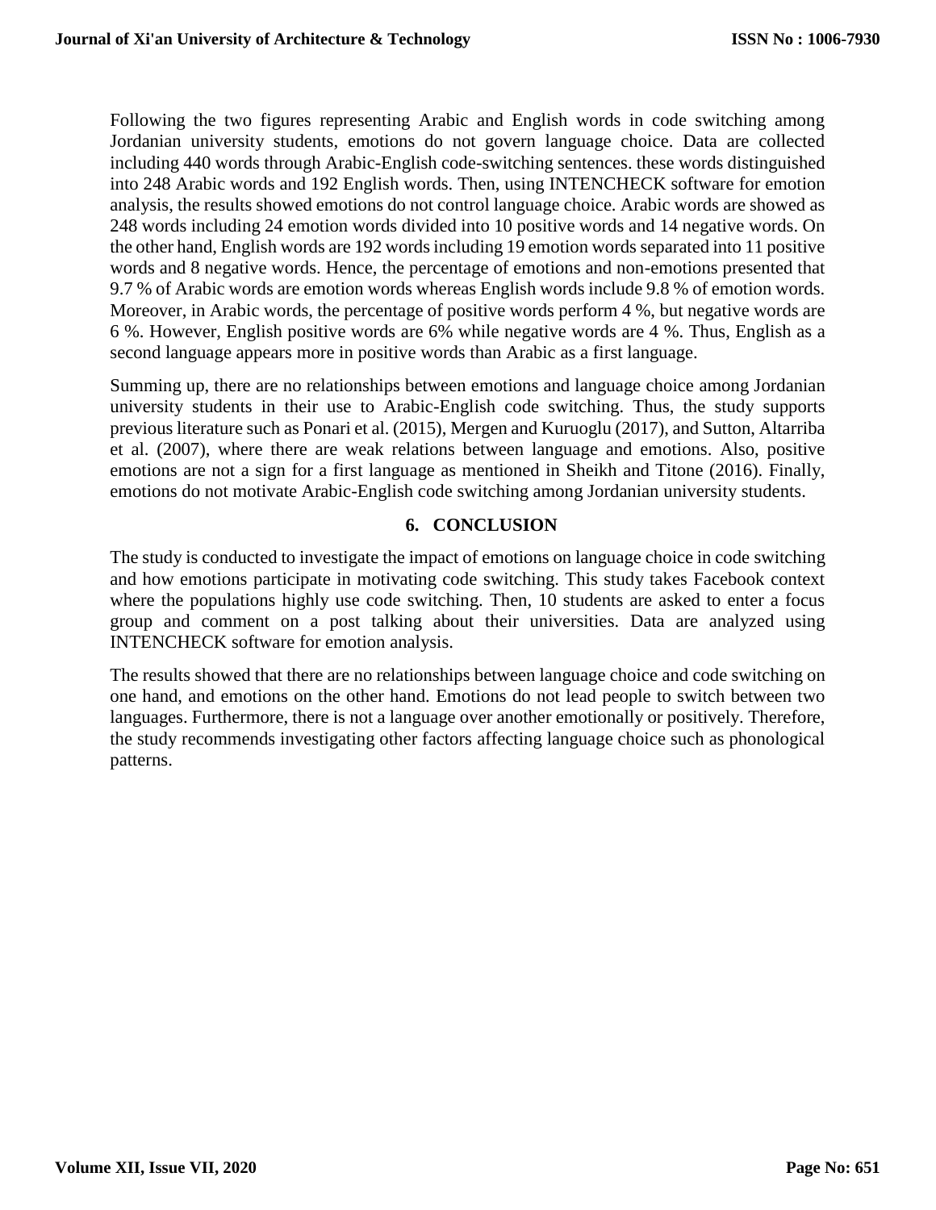Following the two figures representing Arabic and English words in code switching among Jordanian university students, emotions do not govern language choice. Data are collected including 440 words through Arabic-English code-switching sentences. these words distinguished into 248 Arabic words and 192 English words. Then, using INTENCHECK software for emotion analysis, the results showed emotions do not control language choice. Arabic words are showed as 248 words including 24 emotion words divided into 10 positive words and 14 negative words. On the other hand, English words are 192 words including 19 emotion words separated into 11 positive words and 8 negative words. Hence, the percentage of emotions and non-emotions presented that 9.7 % of Arabic words are emotion words whereas English words include 9.8 % of emotion words. Moreover, in Arabic words, the percentage of positive words perform 4 %, but negative words are 6 %. However, English positive words are 6% while negative words are 4 %. Thus, English as a second language appears more in positive words than Arabic as a first language.

Summing up, there are no relationships between emotions and language choice among Jordanian university students in their use to Arabic-English code switching. Thus, the study supports previous literature such as Ponari et al. (2015), Mergen and Kuruoglu (2017), and Sutton, Altarriba et al. (2007), where there are weak relations between language and emotions. Also, positive emotions are not a sign for a first language as mentioned in Sheikh and Titone (2016). Finally, emotions do not motivate Arabic-English code switching among Jordanian university students.

## 6. CONCLUSION

The study is conducted to investigate the impact of emotions on language choice in code switching and how emotions participate in motivating code switching. This study takes Facebook context where the populations highly use code switching. Then, 10 students are asked to enter a focus group and comment on a post talking about their universities. Data are analyzed using INTENCHECK software for emotion analysis.

The results showed that there are no relationships between language choice and code switching on one hand, and emotions on the other hand. Emotions do not lead people to switch between two languages. Furthermore, there is not a language over another emotionally or positively. Therefore, the study recommends investigating other factors affecting language choice such as phonological patterns.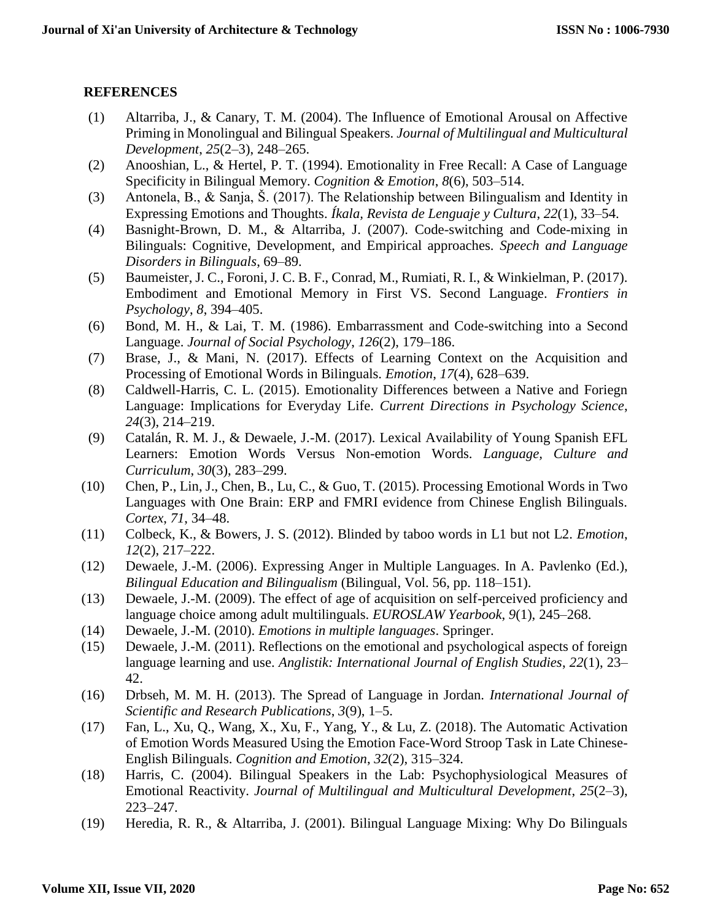## REFERENCES

(1) Altarriba, J., & Canary, T. M. (2004). The Influence of Emotional Arousal on Affective Priming in Monolingual and Bilingual Speakers. *Journal of Multilingual and Multicultural Development*, *25*(2–3), 248–265.

(2) Anooshian, L., & Hertel, P. T. (1994). Emotionality in Free Recall: A Case of Language Specificity in Bilingual Memory. *Cognition & Emotion*, *8*(6), 503–514.

(3) Antonela, B., & Sanja, Š. (2017). The Relationship between Bilingualism and Identity in Expressing Emotions and Thoughts. *Íkala, Revista de Lenguaje y Cultura*, *22*(1), 33–54.

(4) Basnight-Brown, D. M., & Altarriba, J. (2007). Code-switching and Code-mixing in Bilinguals: Cognitive, Development, and Empirical approaches. *Speech and Language Disorders in Bilinguals*, 69–89.

(5) Baumeister, J. C., Foroni, J. C. B. F., Conrad, M., Rumiati, R. I., & Winkielman, P. (2017). Embodiment and Emotional Memory in First VS. Second Language. *Frontiers in Psychology*, *8*, 394–405.

(6) Bond, M. H., & Lai, T. M. (1986). Embarrassment and Code-switching into a Second Language. *Journal of Social Psychology*, *126*(2), 179–186.

(7) Brase, J., & Mani, N. (2017). Effects of Learning Context on the Acquisition and Processing of Emotional Words in Bilinguals. *Emotion*, *17*(4), 628–639.

(8) Caldwell-Harris, C. L. (2015). Emotionality Differences between a Native and Foriegn Language: Implications for Everyday Life. *Current Directions in Psychology Science*, *24*(3), 214–219.

(9) Catalán, R. M. J., & Dewaele, J.-M. (2017). Lexical Availability of Young Spanish EFL Learners: Emotion Words Versus Non-emotion Words. *Language, Culture and Curriculum*, *30*(3), 283–299.

(10) Chen, P., Lin, J., Chen, B., Lu, C., & Guo, T. (2015). Processing Emotional Words in Two Languages with One Brain: ERP and FMRI evidence from Chinese English Bilinguals. *Cortex*, *71*, 34–48.

(11) Colbeck, K., & Bowers, J. S. (2012). Blinded by taboo words in L1 but not L2. *Emotion*, *12*(2), 217–222.

(12) Dewaele, J.-M. (2006). Expressing Anger in Multiple Languages. In A. Pavlenko (Ed.), *Bilingual Education and Bilingualism* (Bilingual, Vol. 56, pp. 118–151).

(13) Dewaele, J.-M. (2009). The effect of age of acquisition on self-perceived proficiency and language choice among adult multilinguals. *EUROSLAW Yearbook*, *9*(1), 245–268.

(14) Dewaele, J.-M. (2010). *Emotions in multiple languages*. Springer.

(15) Dewaele, J.-M. (2011). Reflections on the emotional and psychological aspects of foreign language learning and use. *Anglistik: International Journal of English Studies*, *22*(1), 23–42.

(16) Drbseh, M. M. H. (2013). The Spread of Language in Jordan. *International Journal of Scientific and Research Publications*, *3*(9), 1–5.

(17) Fan, L., Xu, Q., Wang, X., Xu, F., Yang, Y., & Lu, Z. (2018). The Automatic Activation of Emotion Words Measured Using the Emotion Face-Word Stroop Task in Late Chinese-English Bilinguals. *Cognition and Emotion*, *32*(2), 315–324.

(18) Harris, C. (2004). Bilingual Speakers in the Lab: Psychophysiological Measures of Emotional Reactivity. *Journal of Multilingual and Multicultural Development*, *25*(2–3), 223–247.

(19) Heredia, R. R., & Altarriba, J. (2001). Bilingual Language Mixing: Why Do Bilinguals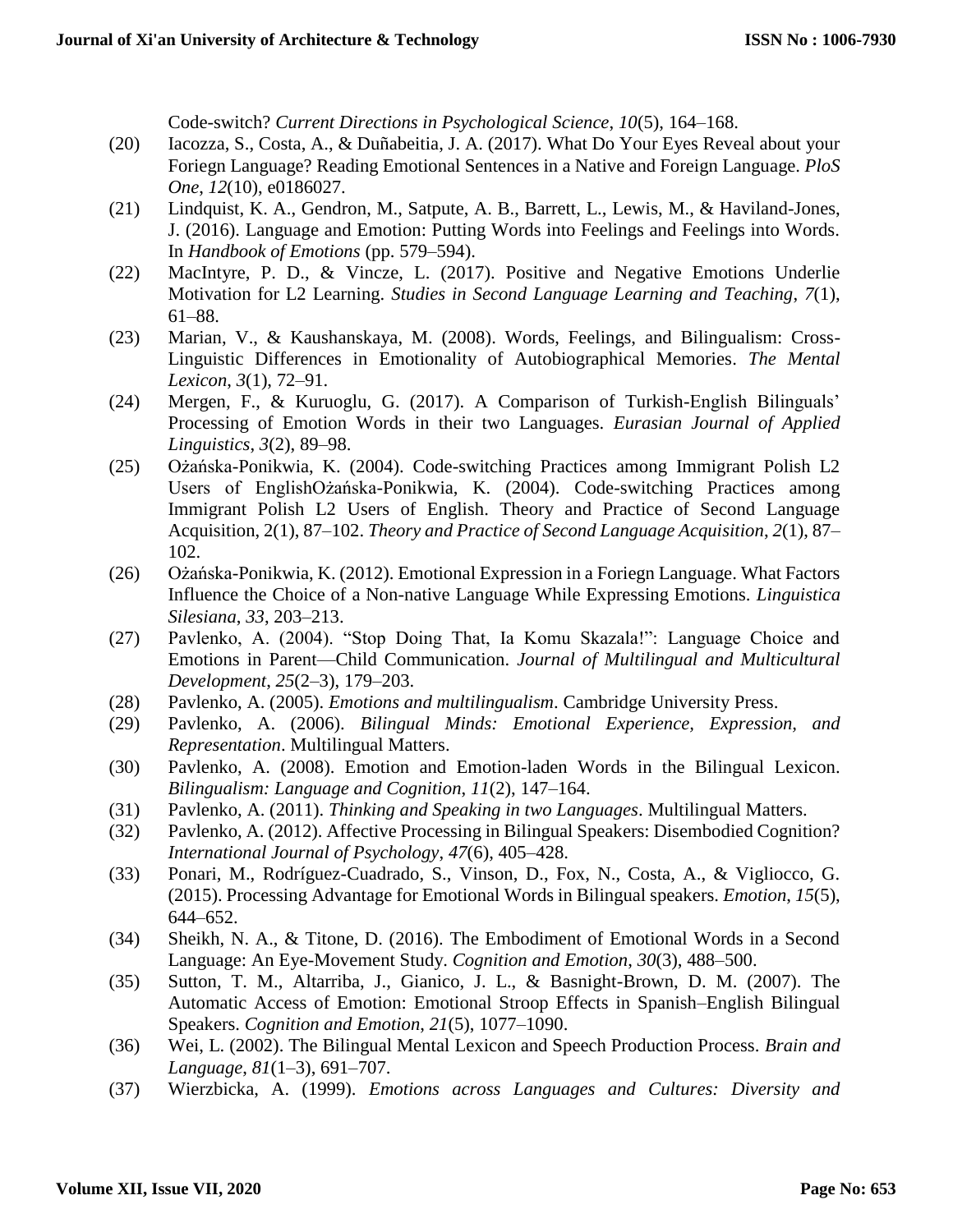Code-switch? *Current Directions in Psychological Science*, *10*(5), 164–168.

(20) Iacozza, S., Costa, A., & Duñabeitia, J. A. (2017). What Do Your Eyes Reveal about your Foriegn Language? Reading Emotional Sentences in a Native and Foreign Language. *PloS One*, *12*(10), e0186027.

(21) Lindquist, K. A., Gendron, M., Satpute, A. B., Barrett, L., Lewis, M., & Haviland-Jones, J. (2016). Language and Emotion: Putting Words into Feelings and Feelings into Words. In *Handbook of Emotions* (pp. 579–594).

(22) MacIntyre, P. D., & Vincze, L. (2017). Positive and Negative Emotions Underlie Motivation for L2 Learning. *Studies in Second Language Learning and Teaching*, *7*(1), 61–88.

(23) Marian, V., & Kaushanskaya, M. (2008). Words, Feelings, and Bilingualism: Cross-Linguistic Differences in Emotionality of Autobiographical Memories. *The Mental Lexicon*, *3*(1), 72–91.

(24) Mergen, F., & Kuruoglu, G. (2017). A Comparison of Turkish-English Bilinguals' Processing of Emotion Words in their two Languages. *Eurasian Journal of Applied Linguistics*, *3*(2), 89–98.

(25) Ożańska-Ponikwia, K. (2004). Code-switching Practices among Immigrant Polish L2 Users of EnglishOżańska-Ponikwia, K. (2004). Code-switching Practices among Immigrant Polish L2 Users of English. Theory and Practice of Second Language Acquisition, 2(1), 87–102. *Theory and Practice of Second Language Acquisition*, *2*(1), 87–102.

(26) Ożańska-Ponikwia, K. (2012). Emotional Expression in a Foriegn Language. What Factors Influence the Choice of a Non-native Language While Expressing Emotions. *Linguistica Silesiana*, *33*, 203–213.

(27) Pavlenko, A. (2004). "Stop Doing That, Ia Komu Skazala!": Language Choice and Emotions in Parent—Child Communication. *Journal of Multilingual and Multicultural Development*, *25*(2–3), 179–203.

(28) Pavlenko, A. (2005). *Emotions and multilingualism*. Cambridge University Press.

(29) Pavlenko, A. (2006). *Bilingual Minds: Emotional Experience, Expression, and Representation*. Multilingual Matters.

(30) Pavlenko, A. (2008). Emotion and Emotion-laden Words in the Bilingual Lexicon. *Bilingualism: Language and Cognition*, *11*(2), 147–164.

(31) Pavlenko, A. (2011). *Thinking and Speaking in two Languages*. Multilingual Matters.

(32) Pavlenko, A. (2012). Affective Processing in Bilingual Speakers: Disembodied Cognition? *International Journal of Psychology*, *47*(6), 405–428.

(33) Ponari, M., Rodríguez-Cuadrado, S., Vinson, D., Fox, N., Costa, A., & Vigliocco, G. (2015). Processing Advantage for Emotional Words in Bilingual speakers. *Emotion*, *15*(5), 644–652.

(34) Sheikh, N. A., & Titone, D. (2016). The Embodiment of Emotional Words in a Second Language: An Eye-Movement Study. *Cognition and Emotion*, *30*(3), 488–500.

(35) Sutton, T. M., Altarriba, J., Gianico, J. L., & Basnight-Brown, D. M. (2007). The Automatic Access of Emotion: Emotional Stroop Effects in Spanish–English Bilingual Speakers. *Cognition and Emotion*, *21*(5), 1077–1090.

(36) Wei, L. (2002). The Bilingual Mental Lexicon and Speech Production Process. *Brain and Language*, *81*(1–3), 691–707.

(37) Wierzbicka, A. (1999). *Emotions across Languages and Cultures: Diversity and*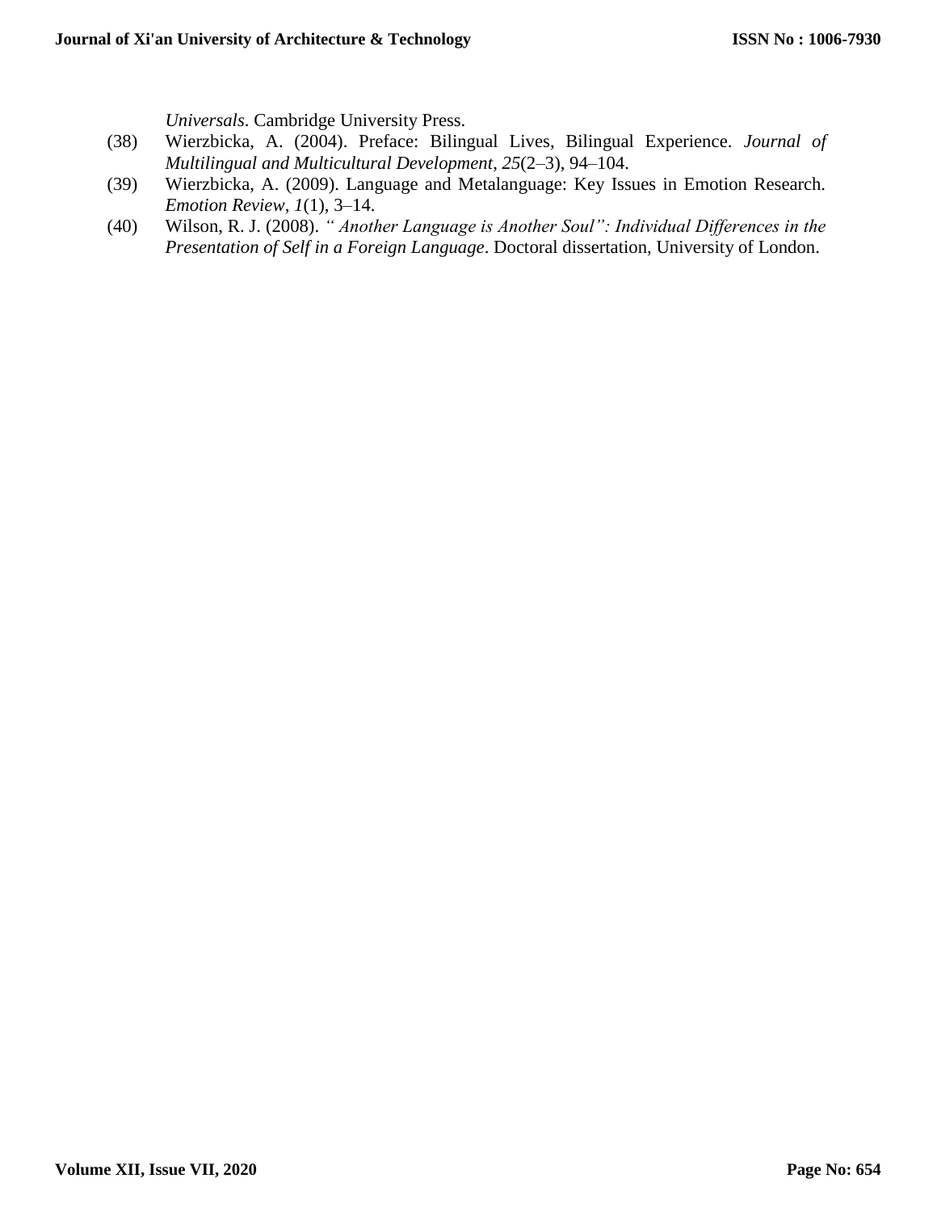*Universals*. Cambridge University Press.

(38) Wierzbicka, A. (2004). Preface: Bilingual Lives, Bilingual Experience. *Journal of Multilingual and Multicultural Development*, *25*(2–3), 94–104.

(39) Wierzbicka, A. (2009). Language and Metalanguage: Key Issues in Emotion Research. *Emotion Review*, *1*(1), 3–14.

(40) Wilson, R. J. (2008). *" Another Language is Another Soul": Individual Differences in the Presentation of Self in a Foreign Language*. Doctoral dissertation, University of London.